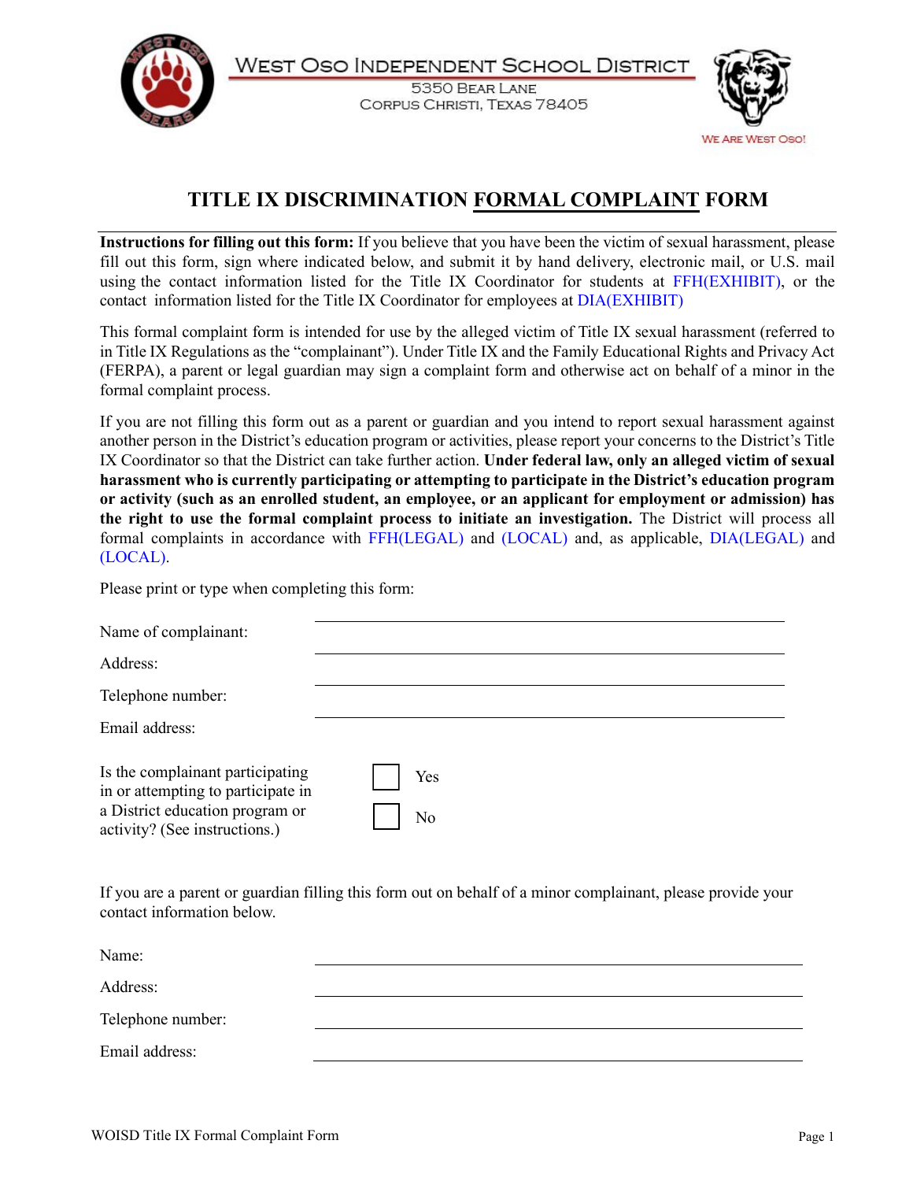West Oso Independent School District
5350 Bear Lane
Corpus Christi, Texas 78405

We Are West Oso!

# TITLE IX DISCRIMINATION FORMAL COMPLAINT FORM

**Instructions for filling out this form:** If you believe that you have been the victim of sexual harassment, please fill out this form, sign where indicated below, and submit it by hand delivery, electronic mail, or U.S. mail using the contact information listed for the Title IX Coordinator for students at FFH(EXHIBIT), or the contact information listed for the Title IX Coordinator for employees at DIA(EXHIBIT)

This formal complaint form is intended for use by the alleged victim of Title IX sexual harassment (referred to in Title IX Regulations as the "complainant"). Under Title IX and the Family Educational Rights and Privacy Act (FERPA), a parent or legal guardian may sign a complaint form and otherwise act on behalf of a minor in the formal complaint process.

If you are not filling this form out as a parent or guardian and you intend to report sexual harassment against another person in the District's education program or activities, please report your concerns to the District's Title IX Coordinator so that the District can take further action. **Under federal law, only an alleged victim of sexual harassment who is currently participating or attempting to participate in the District's education program or activity (such as an enrolled student, an employee, or an applicant for employment or admission) has the right to use the formal complaint process to initiate an investigation.** The District will process all formal complaints in accordance with FFH(LEGAL) and (LOCAL) and, as applicable, DIA(LEGAL) and (LOCAL).

Please print or type when completing this form:

Name of complainant: \_\_\_\_\_\_\_\_\_\_\_\_\_\_\_\_\_\_\_\_

Address: \_\_\_\_\_\_\_\_\_\_\_\_\_\_\_\_\_\_\_\_

Telephone number: \_\_\_\_\_\_\_\_\_\_\_\_\_\_\_\_\_\_\_\_

Email address: \_\_\_\_\_\_\_\_\_\_\_\_\_\_\_\_\_\_\_\_

Is the complainant participating in or attempting to participate in a District education program or activity? (See instructions.)

☐ Yes

☐ No

If you are a parent or guardian filling this form out on behalf of a minor complainant, please provide your contact information below.

Name: \_\_\_\_\_\_\_\_\_\_\_\_\_\_\_\_\_\_\_\_

Address: \_\_\_\_\_\_\_\_\_\_\_\_\_\_\_\_\_\_\_\_

Telephone number: \_\_\_\_\_\_\_\_\_\_\_\_\_\_\_\_\_\_\_\_

Email address: \_\_\_\_\_\_\_\_\_\_\_\_\_\_\_\_\_\_\_\_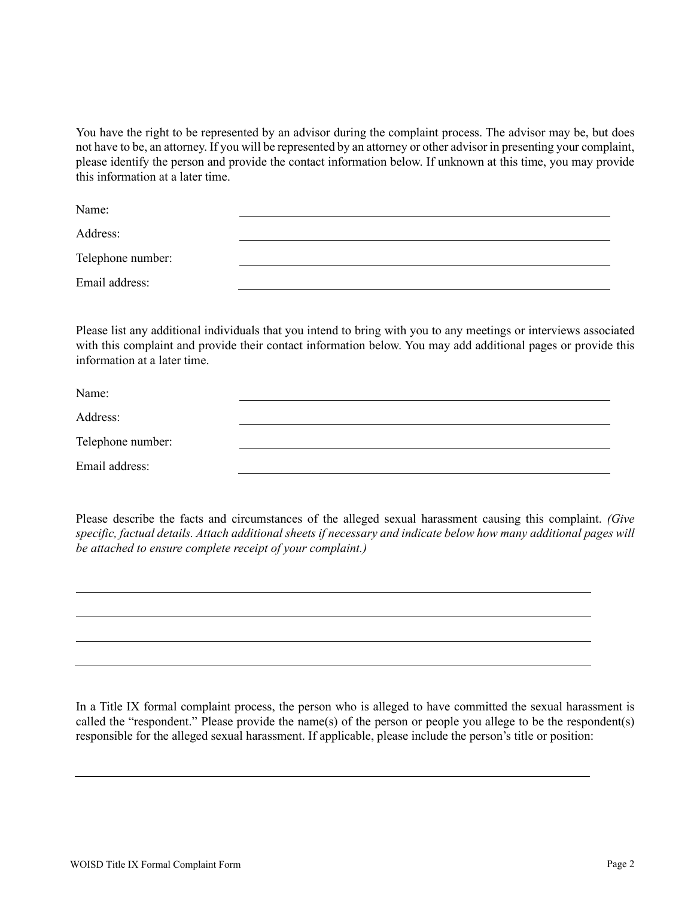You have the right to be represented by an advisor during the complaint process. The advisor may be, but does not have to be, an attorney. If you will be represented by an attorney or other advisor in presenting your complaint, please identify the person and provide the contact information below. If unknown at this time, you may provide this information at a later time.

Name: ______________________________

Address: ______________________________

Telephone number: ______________________________

Email address: ______________________________

Please list any additional individuals that you intend to bring with you to any meetings or interviews associated with this complaint and provide their contact information below. You may add additional pages or provide this information at a later time.

Name: ______________________________

Address: ______________________________

Telephone number: ______________________________

Email address: ______________________________

Please describe the facts and circumstances of the alleged sexual harassment causing this complaint. *(Give specific, factual details. Attach additional sheets if necessary and indicate below how many additional pages will be attached to ensure complete receipt of your complaint.)*

______________________________

______________________________

______________________________

______________________________

In a Title IX formal complaint process, the person who is alleged to have committed the sexual harassment is called the "respondent." Please provide the name(s) of the person or people you allege to be the respondent(s) responsible for the alleged sexual harassment. If applicable, please include the person's title or position:

______________________________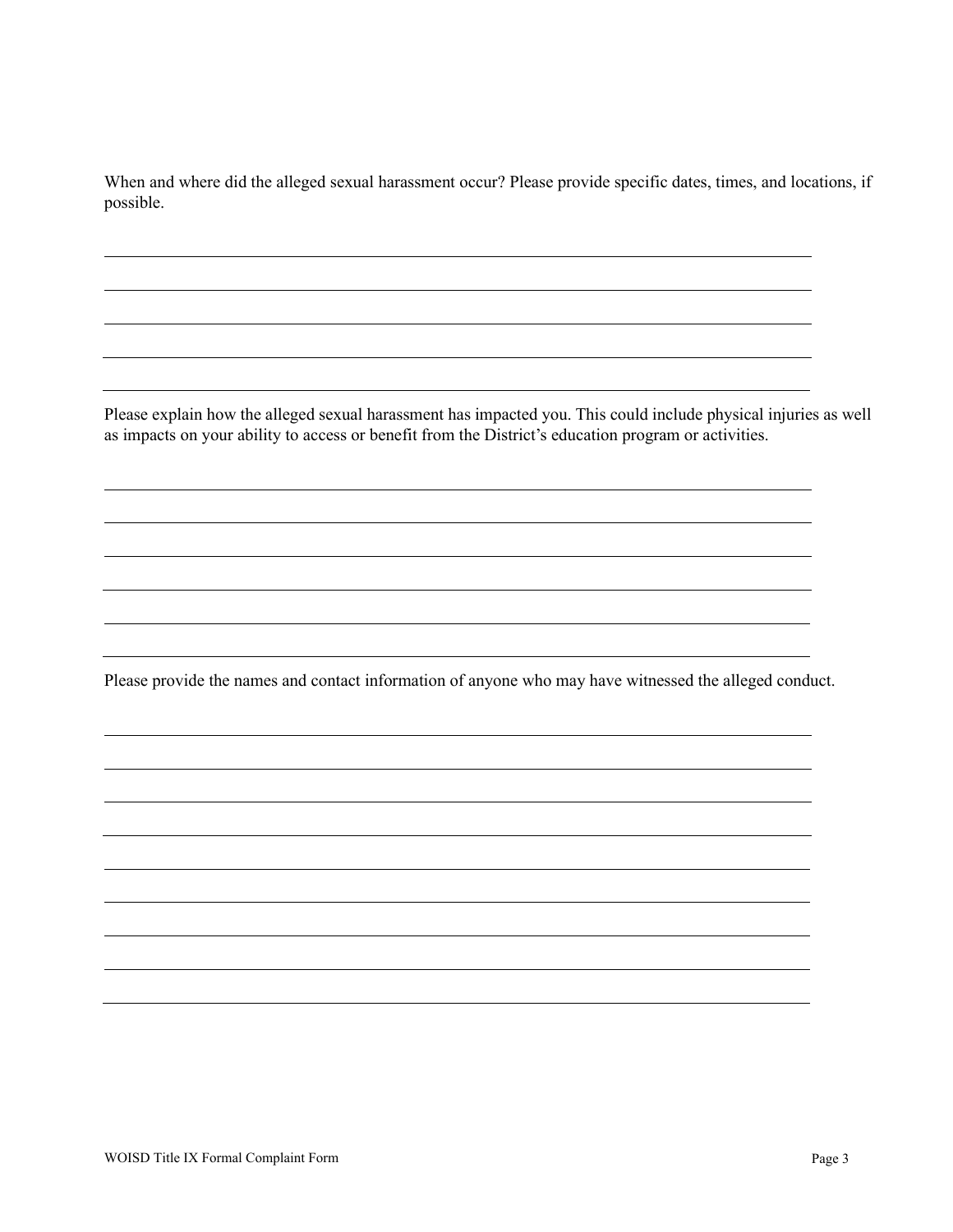When and where did the alleged sexual harassment occur? Please provide specific dates, times, and locations, if possible.

\_\_\_\_\_\_\_\_\_\_\_\_\_\_\_\_\_\_\_\_\_\_\_\_\_\_\_\_\_\_\_\_\_\_\_\_\_\_\_\_\_\_\_\_\_\_\_\_\_\_\_\_\_\_\_\_\_\_\_\_\_\_\_\_\_\_\_\_\_\_\_\_\_\_\_\_\_\_\_\_

\_\_\_\_\_\_\_\_\_\_\_\_\_\_\_\_\_\_\_\_\_\_\_\_\_\_\_\_\_\_\_\_\_\_\_\_\_\_\_\_\_\_\_\_\_\_\_\_\_\_\_\_\_\_\_\_\_\_\_\_\_\_\_\_\_\_\_\_\_\_\_\_\_\_\_\_\_\_\_\_

\_\_\_\_\_\_\_\_\_\_\_\_\_\_\_\_\_\_\_\_\_\_\_\_\_\_\_\_\_\_\_\_\_\_\_\_\_\_\_\_\_\_\_\_\_\_\_\_\_\_\_\_\_\_\_\_\_\_\_\_\_\_\_\_\_\_\_\_\_\_\_\_\_\_\_\_\_\_\_\_

\_\_\_\_\_\_\_\_\_\_\_\_\_\_\_\_\_\_\_\_\_\_\_\_\_\_\_\_\_\_\_\_\_\_\_\_\_\_\_\_\_\_\_\_\_\_\_\_\_\_\_\_\_\_\_\_\_\_\_\_\_\_\_\_\_\_\_\_\_\_\_\_\_\_\_\_\_\_\_\_

\_\_\_\_\_\_\_\_\_\_\_\_\_\_\_\_\_\_\_\_\_\_\_\_\_\_\_\_\_\_\_\_\_\_\_\_\_\_\_\_\_\_\_\_\_\_\_\_\_\_\_\_\_\_\_\_\_\_\_\_\_\_\_\_\_\_\_\_\_\_\_\_\_\_\_\_\_\_\_\_

Please explain how the alleged sexual harassment has impacted you. This could include physical injuries as well as impacts on your ability to access or benefit from the District's education program or activities.

\_\_\_\_\_\_\_\_\_\_\_\_\_\_\_\_\_\_\_\_\_\_\_\_\_\_\_\_\_\_\_\_\_\_\_\_\_\_\_\_\_\_\_\_\_\_\_\_\_\_\_\_\_\_\_\_\_\_\_\_\_\_\_\_\_\_\_\_\_\_\_\_\_\_\_\_\_\_\_\_

\_\_\_\_\_\_\_\_\_\_\_\_\_\_\_\_\_\_\_\_\_\_\_\_\_\_\_\_\_\_\_\_\_\_\_\_\_\_\_\_\_\_\_\_\_\_\_\_\_\_\_\_\_\_\_\_\_\_\_\_\_\_\_\_\_\_\_\_\_\_\_\_\_\_\_\_\_\_\_\_

\_\_\_\_\_\_\_\_\_\_\_\_\_\_\_\_\_\_\_\_\_\_\_\_\_\_\_\_\_\_\_\_\_\_\_\_\_\_\_\_\_\_\_\_\_\_\_\_\_\_\_\_\_\_\_\_\_\_\_\_\_\_\_\_\_\_\_\_\_\_\_\_\_\_\_\_\_\_\_\_

\_\_\_\_\_\_\_\_\_\_\_\_\_\_\_\_\_\_\_\_\_\_\_\_\_\_\_\_\_\_\_\_\_\_\_\_\_\_\_\_\_\_\_\_\_\_\_\_\_\_\_\_\_\_\_\_\_\_\_\_\_\_\_\_\_\_\_\_\_\_\_\_\_\_\_\_\_\_\_\_

\_\_\_\_\_\_\_\_\_\_\_\_\_\_\_\_\_\_\_\_\_\_\_\_\_\_\_\_\_\_\_\_\_\_\_\_\_\_\_\_\_\_\_\_\_\_\_\_\_\_\_\_\_\_\_\_\_\_\_\_\_\_\_\_\_\_\_\_\_\_\_\_\_\_\_\_\_\_\_\_

\_\_\_\_\_\_\_\_\_\_\_\_\_\_\_\_\_\_\_\_\_\_\_\_\_\_\_\_\_\_\_\_\_\_\_\_\_\_\_\_\_\_\_\_\_\_\_\_\_\_\_\_\_\_\_\_\_\_\_\_\_\_\_\_\_\_\_\_\_\_\_\_\_\_\_\_\_\_\_\_

Please provide the names and contact information of anyone who may have witnessed the alleged conduct.

\_\_\_\_\_\_\_\_\_\_\_\_\_\_\_\_\_\_\_\_\_\_\_\_\_\_\_\_\_\_\_\_\_\_\_\_\_\_\_\_\_\_\_\_\_\_\_\_\_\_\_\_\_\_\_\_\_\_\_\_\_\_\_\_\_\_\_\_\_\_\_\_\_\_\_\_\_\_\_\_

\_\_\_\_\_\_\_\_\_\_\_\_\_\_\_\_\_\_\_\_\_\_\_\_\_\_\_\_\_\_\_\_\_\_\_\_\_\_\_\_\_\_\_\_\_\_\_\_\_\_\_\_\_\_\_\_\_\_\_\_\_\_\_\_\_\_\_\_\_\_\_\_\_\_\_\_\_\_\_\_

\_\_\_\_\_\_\_\_\_\_\_\_\_\_\_\_\_\_\_\_\_\_\_\_\_\_\_\_\_\_\_\_\_\_\_\_\_\_\_\_\_\_\_\_\_\_\_\_\_\_\_\_\_\_\_\_\_\_\_\_\_\_\_\_\_\_\_\_\_\_\_\_\_\_\_\_\_\_\_\_

\_\_\_\_\_\_\_\_\_\_\_\_\_\_\_\_\_\_\_\_\_\_\_\_\_\_\_\_\_\_\_\_\_\_\_\_\_\_\_\_\_\_\_\_\_\_\_\_\_\_\_\_\_\_\_\_\_\_\_\_\_\_\_\_\_\_\_\_\_\_\_\_\_\_\_\_\_\_\_\_

\_\_\_\_\_\_\_\_\_\_\_\_\_\_\_\_\_\_\_\_\_\_\_\_\_\_\_\_\_\_\_\_\_\_\_\_\_\_\_\_\_\_\_\_\_\_\_\_\_\_\_\_\_\_\_\_\_\_\_\_\_\_\_\_\_\_\_\_\_\_\_\_\_\_\_\_\_\_\_\_

\_\_\_\_\_\_\_\_\_\_\_\_\_\_\_\_\_\_\_\_\_\_\_\_\_\_\_\_\_\_\_\_\_\_\_\_\_\_\_\_\_\_\_\_\_\_\_\_\_\_\_\_\_\_\_\_\_\_\_\_\_\_\_\_\_\_\_\_\_\_\_\_\_\_\_\_\_\_\_\_

\_\_\_\_\_\_\_\_\_\_\_\_\_\_\_\_\_\_\_\_\_\_\_\_\_\_\_\_\_\_\_\_\_\_\_\_\_\_\_\_\_\_\_\_\_\_\_\_\_\_\_\_\_\_\_\_\_\_\_\_\_\_\_\_\_\_\_\_\_\_\_\_\_\_\_\_\_\_\_\_

\_\_\_\_\_\_\_\_\_\_\_\_\_\_\_\_\_\_\_\_\_\_\_\_\_\_\_\_\_\_\_\_\_\_\_\_\_\_\_\_\_\_\_\_\_\_\_\_\_\_\_\_\_\_\_\_\_\_\_\_\_\_\_\_\_\_\_\_\_\_\_\_\_\_\_\_\_\_\_\_

\_\_\_\_\_\_\_\_\_\_\_\_\_\_\_\_\_\_\_\_\_\_\_\_\_\_\_\_\_\_\_\_\_\_\_\_\_\_\_\_\_\_\_\_\_\_\_\_\_\_\_\_\_\_\_\_\_\_\_\_\_\_\_\_\_\_\_\_\_\_\_\_\_\_\_\_\_\_\_\_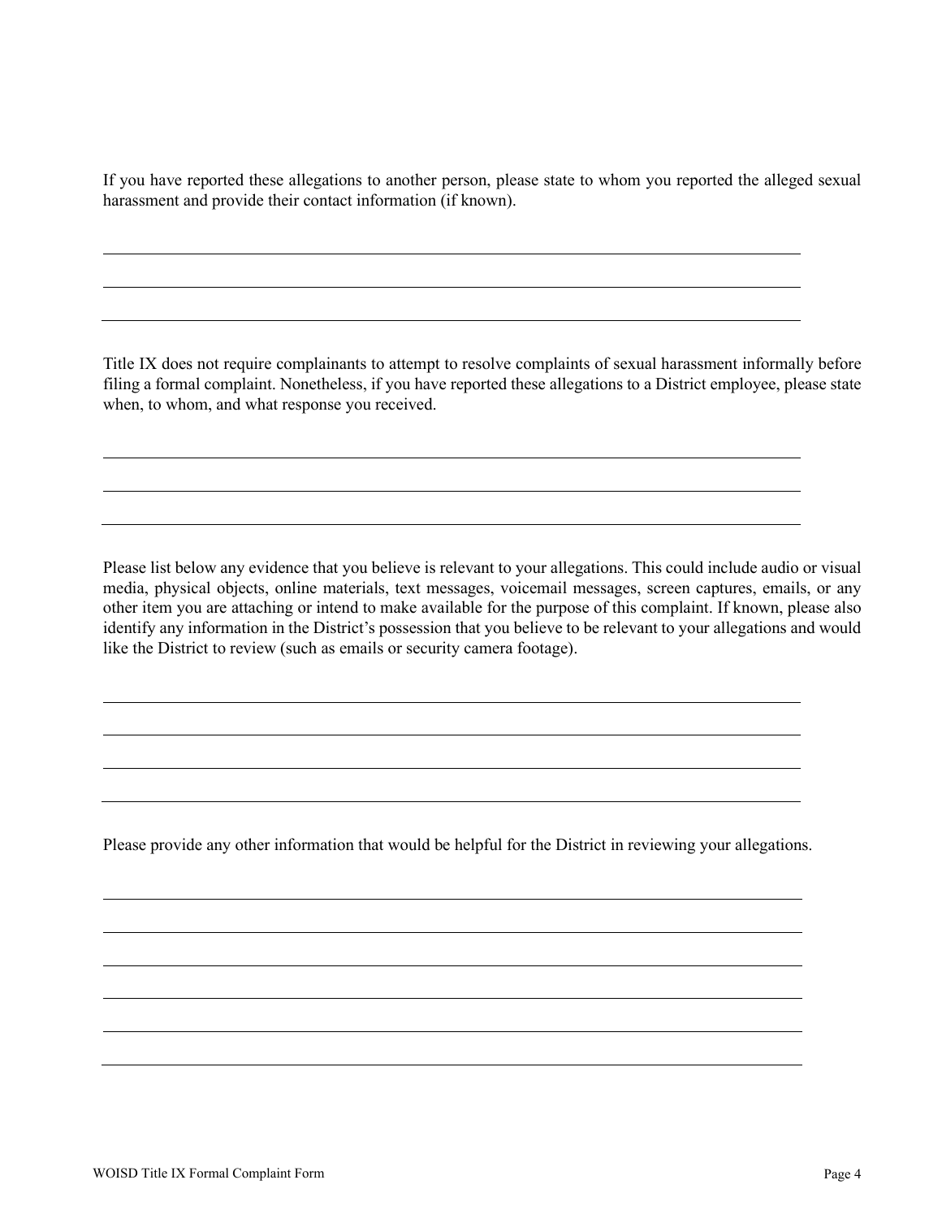If you have reported these allegations to another person, please state to whom you reported the alleged sexual harassment and provide their contact information (if known).

\_\_\_\_\_\_\_\_\_\_\_\_\_\_\_\_\_\_\_\_\_\_\_\_\_\_\_\_\_\_\_\_\_\_\_\_\_\_\_\_\_\_\_\_\_\_\_\_\_\_\_\_\_\_\_\_\_\_\_\_\_\_\_\_\_\_\_\_\_\_

\_\_\_\_\_\_\_\_\_\_\_\_\_\_\_\_\_\_\_\_\_\_\_\_\_\_\_\_\_\_\_\_\_\_\_\_\_\_\_\_\_\_\_\_\_\_\_\_\_\_\_\_\_\_\_\_\_\_\_\_\_\_\_\_\_\_\_\_\_\_

\_\_\_\_\_\_\_\_\_\_\_\_\_\_\_\_\_\_\_\_\_\_\_\_\_\_\_\_\_\_\_\_\_\_\_\_\_\_\_\_\_\_\_\_\_\_\_\_\_\_\_\_\_\_\_\_\_\_\_\_\_\_\_\_\_\_\_\_\_\_

Title IX does not require complainants to attempt to resolve complaints of sexual harassment informally before filing a formal complaint. Nonetheless, if you have reported these allegations to a District employee, please state when, to whom, and what response you received.

\_\_\_\_\_\_\_\_\_\_\_\_\_\_\_\_\_\_\_\_\_\_\_\_\_\_\_\_\_\_\_\_\_\_\_\_\_\_\_\_\_\_\_\_\_\_\_\_\_\_\_\_\_\_\_\_\_\_\_\_\_\_\_\_\_\_\_\_\_\_

\_\_\_\_\_\_\_\_\_\_\_\_\_\_\_\_\_\_\_\_\_\_\_\_\_\_\_\_\_\_\_\_\_\_\_\_\_\_\_\_\_\_\_\_\_\_\_\_\_\_\_\_\_\_\_\_\_\_\_\_\_\_\_\_\_\_\_\_\_\_

\_\_\_\_\_\_\_\_\_\_\_\_\_\_\_\_\_\_\_\_\_\_\_\_\_\_\_\_\_\_\_\_\_\_\_\_\_\_\_\_\_\_\_\_\_\_\_\_\_\_\_\_\_\_\_\_\_\_\_\_\_\_\_\_\_\_\_\_\_\_

Please list below any evidence that you believe is relevant to your allegations. This could include audio or visual media, physical objects, online materials, text messages, voicemail messages, screen captures, emails, or any other item you are attaching or intend to make available for the purpose of this complaint. If known, please also identify any information in the District's possession that you believe to be relevant to your allegations and would like the District to review (such as emails or security camera footage).

\_\_\_\_\_\_\_\_\_\_\_\_\_\_\_\_\_\_\_\_\_\_\_\_\_\_\_\_\_\_\_\_\_\_\_\_\_\_\_\_\_\_\_\_\_\_\_\_\_\_\_\_\_\_\_\_\_\_\_\_\_\_\_\_\_\_\_\_\_\_

\_\_\_\_\_\_\_\_\_\_\_\_\_\_\_\_\_\_\_\_\_\_\_\_\_\_\_\_\_\_\_\_\_\_\_\_\_\_\_\_\_\_\_\_\_\_\_\_\_\_\_\_\_\_\_\_\_\_\_\_\_\_\_\_\_\_\_\_\_\_

\_\_\_\_\_\_\_\_\_\_\_\_\_\_\_\_\_\_\_\_\_\_\_\_\_\_\_\_\_\_\_\_\_\_\_\_\_\_\_\_\_\_\_\_\_\_\_\_\_\_\_\_\_\_\_\_\_\_\_\_\_\_\_\_\_\_\_\_\_\_

\_\_\_\_\_\_\_\_\_\_\_\_\_\_\_\_\_\_\_\_\_\_\_\_\_\_\_\_\_\_\_\_\_\_\_\_\_\_\_\_\_\_\_\_\_\_\_\_\_\_\_\_\_\_\_\_\_\_\_\_\_\_\_\_\_\_\_\_\_\_

Please provide any other information that would be helpful for the District in reviewing your allegations.

\_\_\_\_\_\_\_\_\_\_\_\_\_\_\_\_\_\_\_\_\_\_\_\_\_\_\_\_\_\_\_\_\_\_\_\_\_\_\_\_\_\_\_\_\_\_\_\_\_\_\_\_\_\_\_\_\_\_\_\_\_\_\_\_\_\_\_\_\_\_

\_\_\_\_\_\_\_\_\_\_\_\_\_\_\_\_\_\_\_\_\_\_\_\_\_\_\_\_\_\_\_\_\_\_\_\_\_\_\_\_\_\_\_\_\_\_\_\_\_\_\_\_\_\_\_\_\_\_\_\_\_\_\_\_\_\_\_\_\_\_

\_\_\_\_\_\_\_\_\_\_\_\_\_\_\_\_\_\_\_\_\_\_\_\_\_\_\_\_\_\_\_\_\_\_\_\_\_\_\_\_\_\_\_\_\_\_\_\_\_\_\_\_\_\_\_\_\_\_\_\_\_\_\_\_\_\_\_\_\_\_

\_\_\_\_\_\_\_\_\_\_\_\_\_\_\_\_\_\_\_\_\_\_\_\_\_\_\_\_\_\_\_\_\_\_\_\_\_\_\_\_\_\_\_\_\_\_\_\_\_\_\_\_\_\_\_\_\_\_\_\_\_\_\_\_\_\_\_\_\_\_

\_\_\_\_\_\_\_\_\_\_\_\_\_\_\_\_\_\_\_\_\_\_\_\_\_\_\_\_\_\_\_\_\_\_\_\_\_\_\_\_\_\_\_\_\_\_\_\_\_\_\_\_\_\_\_\_\_\_\_\_\_\_\_\_\_\_\_\_\_\_

\_\_\_\_\_\_\_\_\_\_\_\_\_\_\_\_\_\_\_\_\_\_\_\_\_\_\_\_\_\_\_\_\_\_\_\_\_\_\_\_\_\_\_\_\_\_\_\_\_\_\_\_\_\_\_\_\_\_\_\_\_\_\_\_\_\_\_\_\_\_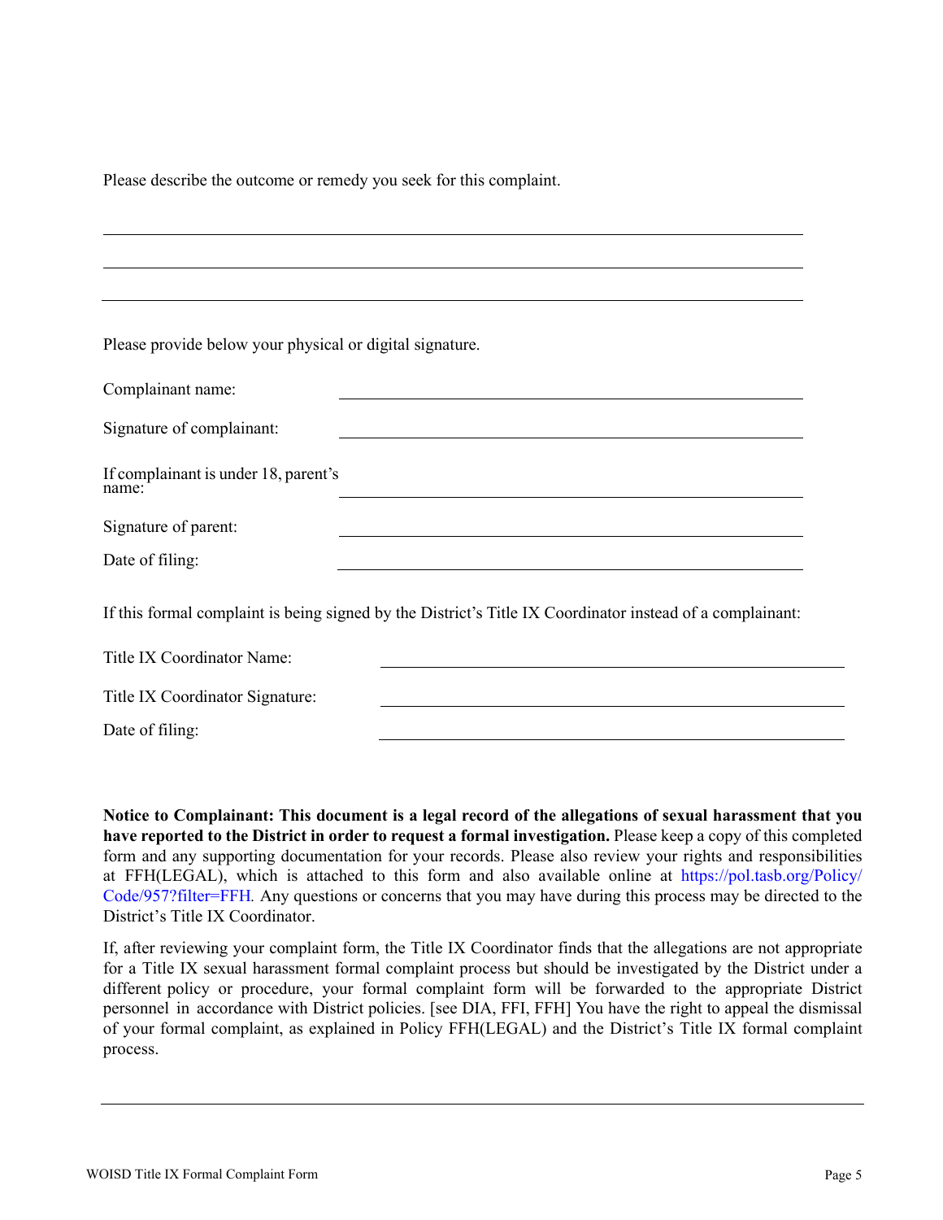Please describe the outcome or remedy you seek for this complaint.

\_\_\_\_\_\_\_\_\_\_\_\_\_\_\_\_\_\_\_\_\_\_\_\_\_\_\_\_\_\_\_\_\_\_\_\_\_\_\_\_\_\_\_\_\_\_\_\_\_\_\_\_\_\_\_\_\_\_\_\_\_\_\_\_\_\_\_\_\_\_

\_\_\_\_\_\_\_\_\_\_\_\_\_\_\_\_\_\_\_\_\_\_\_\_\_\_\_\_\_\_\_\_\_\_\_\_\_\_\_\_\_\_\_\_\_\_\_\_\_\_\_\_\_\_\_\_\_\_\_\_\_\_\_\_\_\_\_\_\_\_

\_\_\_\_\_\_\_\_\_\_\_\_\_\_\_\_\_\_\_\_\_\_\_\_\_\_\_\_\_\_\_\_\_\_\_\_\_\_\_\_\_\_\_\_\_\_\_\_\_\_\_\_\_\_\_\_\_\_\_\_\_\_\_\_\_\_\_\_\_\_

Please provide below your physical or digital signature.

Complainant name: \_\_\_\_\_\_\_\_\_\_\_\_\_\_\_\_\_\_\_\_\_\_\_\_\_\_\_\_\_\_\_\_\_\_\_\_\_\_\_\_

Signature of complainant: \_\_\_\_\_\_\_\_\_\_\_\_\_\_\_\_\_\_\_\_\_\_\_\_\_\_\_\_\_\_\_\_\_\_\_\_\_\_\_\_

If complainant is under 18, parent's name: \_\_\_\_\_\_\_\_\_\_\_\_\_\_\_\_\_\_\_\_\_\_\_\_\_\_\_\_\_\_\_\_\_\_\_\_\_\_\_\_

Signature of parent: \_\_\_\_\_\_\_\_\_\_\_\_\_\_\_\_\_\_\_\_\_\_\_\_\_\_\_\_\_\_\_\_\_\_\_\_\_\_\_\_

Date of filing: \_\_\_\_\_\_\_\_\_\_\_\_\_\_\_\_\_\_\_\_\_\_\_\_\_\_\_\_\_\_\_\_\_\_\_\_\_\_\_\_

If this formal complaint is being signed by the District's Title IX Coordinator instead of a complainant:

Title IX Coordinator Name: \_\_\_\_\_\_\_\_\_\_\_\_\_\_\_\_\_\_\_\_\_\_\_\_\_\_\_\_\_\_\_\_\_\_\_\_\_\_\_\_

Title IX Coordinator Signature: \_\_\_\_\_\_\_\_\_\_\_\_\_\_\_\_\_\_\_\_\_\_\_\_\_\_\_\_\_\_\_\_\_\_\_\_\_\_\_\_

Date of filing: \_\_\_\_\_\_\_\_\_\_\_\_\_\_\_\_\_\_\_\_\_\_\_\_\_\_\_\_\_\_\_\_\_\_\_\_\_\_\_\_

**Notice to Complainant: This document is a legal record of the allegations of sexual harassment that you have reported to the District in order to request a formal investigation.** Please keep a copy of this completed form and any supporting documentation for your records. Please also review your rights and responsibilities at FFH(LEGAL), which is attached to this form and also available online at https://pol.tasb.org/Policy/Code/957?filter=FFH. Any questions or concerns that you may have during this process may be directed to the District's Title IX Coordinator.

If, after reviewing your complaint form, the Title IX Coordinator finds that the allegations are not appropriate for a Title IX sexual harassment formal complaint process but should be investigated by the District under a different policy or procedure, your formal complaint form will be forwarded to the appropriate District personnel in accordance with District policies. [see DIA, FFI, FFH] You have the right to appeal the dismissal of your formal complaint, as explained in Policy FFH(LEGAL) and the District's Title IX formal complaint process.